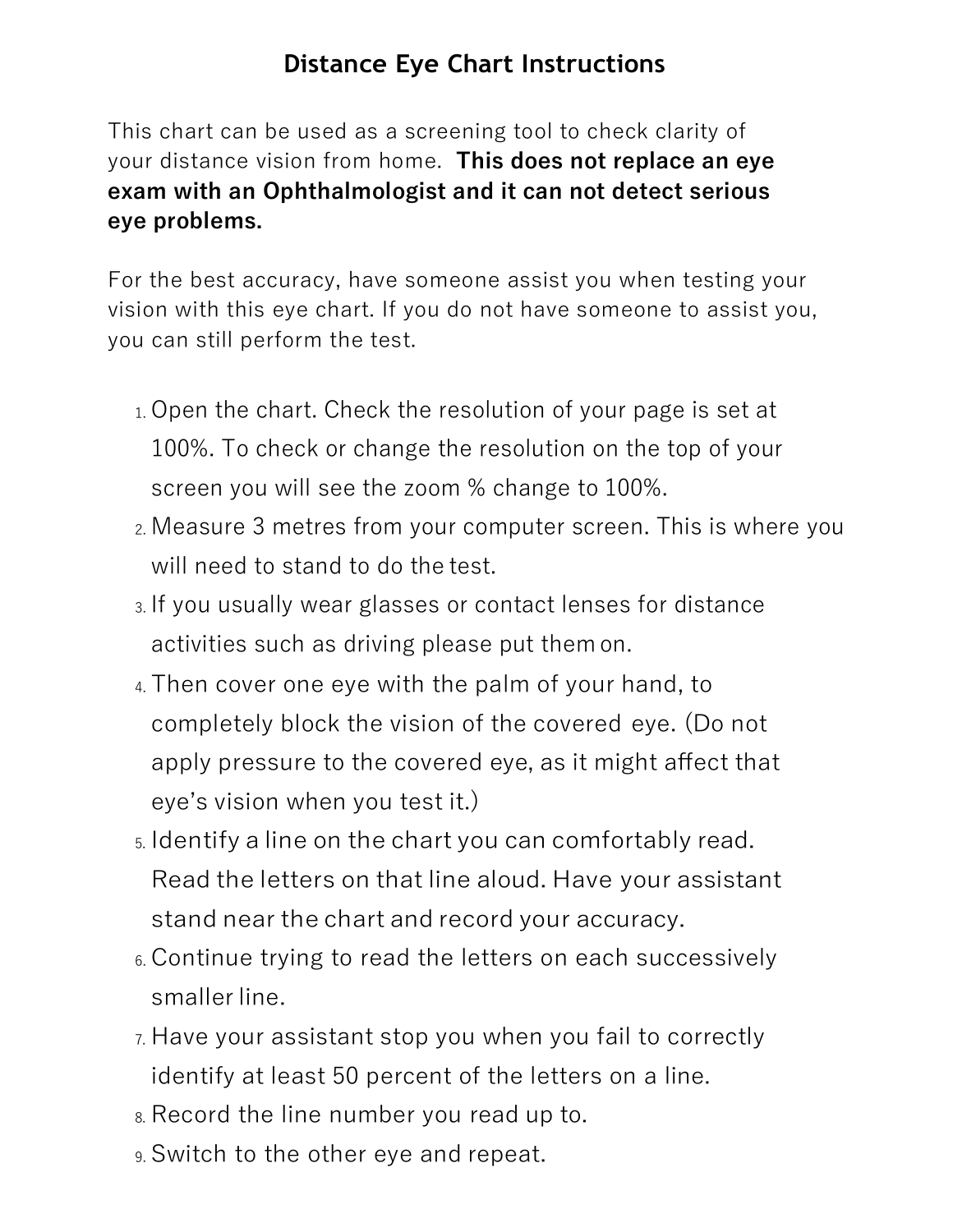# Distance Eye Chart Instructions

This chart can be used as a screening tool to check clarity of your distance vision from home. **This does not replace an eye exam with an Ophthalmologist and it can not detect serious eye problems.**

For the best accuracy, have someone assist you when testing your vision with this eye chart. If you do not have someone to assist you, you can still perform the test.

1. Open the chart. Check the resolution of your page is set at 100%. To check or change the resolution on the top of your screen you will see the zoom % change to 100%.
2. Measure 3 metres from your computer screen. This is where you will need to stand to do the test.
3. If you usually wear glasses or contact lenses for distance activities such as driving please put them on.
4. Then cover one eye with the palm of your hand, to completely block the vision of the covered eye. (Do not apply pressure to the covered eye, as it might affect that eye's vision when you test it.)
5. Identify a line on the chart you can comfortably read. Read the letters on that line aloud. Have your assistant stand near the chart and record your accuracy.
6. Continue trying to read the letters on each successively smaller line.
7. Have your assistant stop you when you fail to correctly identify at least 50 percent of the letters on a line.
8. Record the line number you read up to.
9. Switch to the other eye and repeat.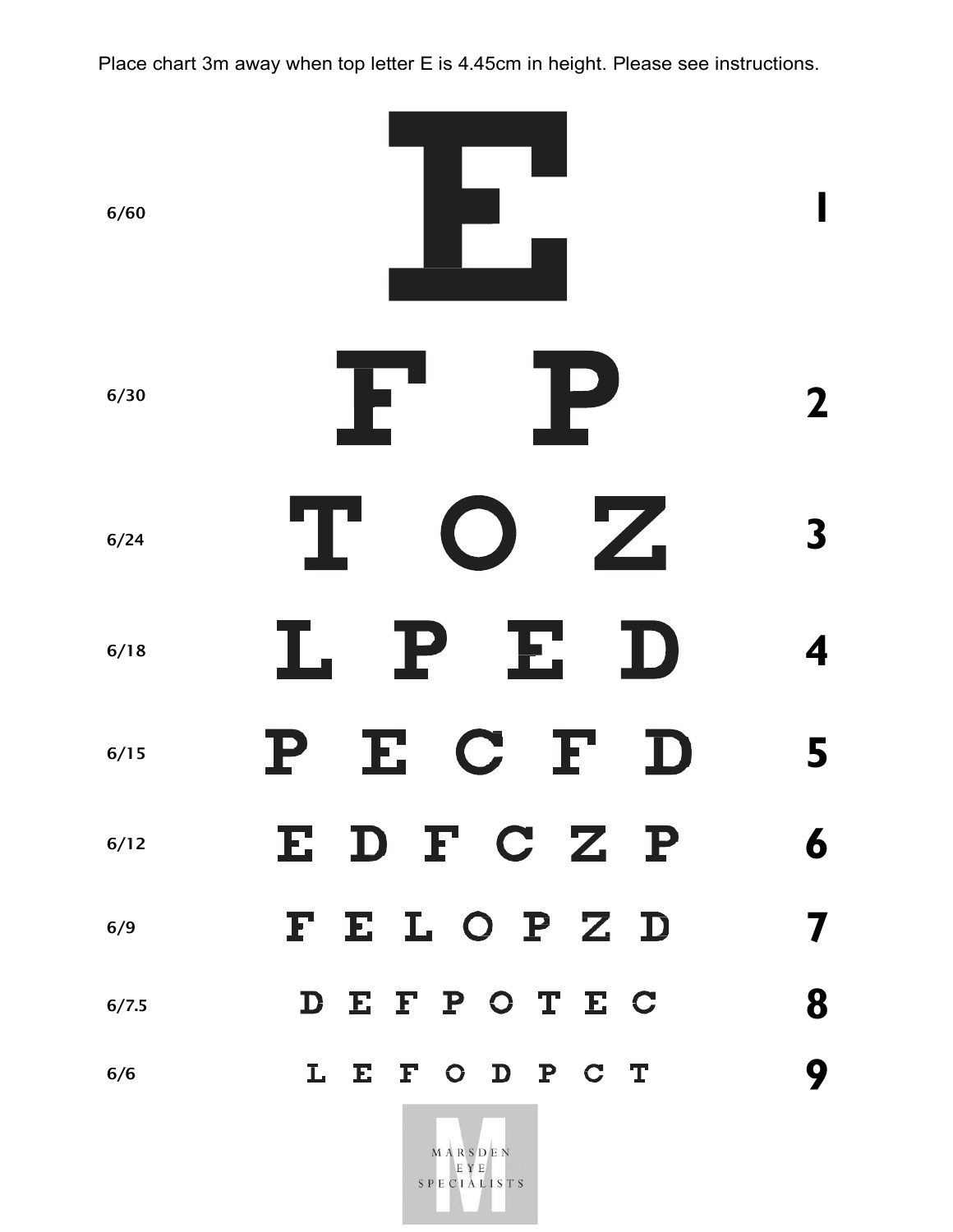Place chart 3m away when top letter E is 4.45cm in height. Please see instructions.

| | | |
|---|---|---|
| 6/60 | E | 1 |
| 6/30 | F P | 2 |
| 6/24 | T O Z | 3 |
| 6/18 | L P E D | 4 |
| 6/15 | P E C F D | 5 |
| 6/12 | E D F C Z P | 6 |
| 6/9 | F E L O P Z D | 7 |
| 6/7.5 | D E F P O T E C | 8 |
| 6/6 | L E F O D P C T | 9 |

MARSDEN EYE SPECIALISTS